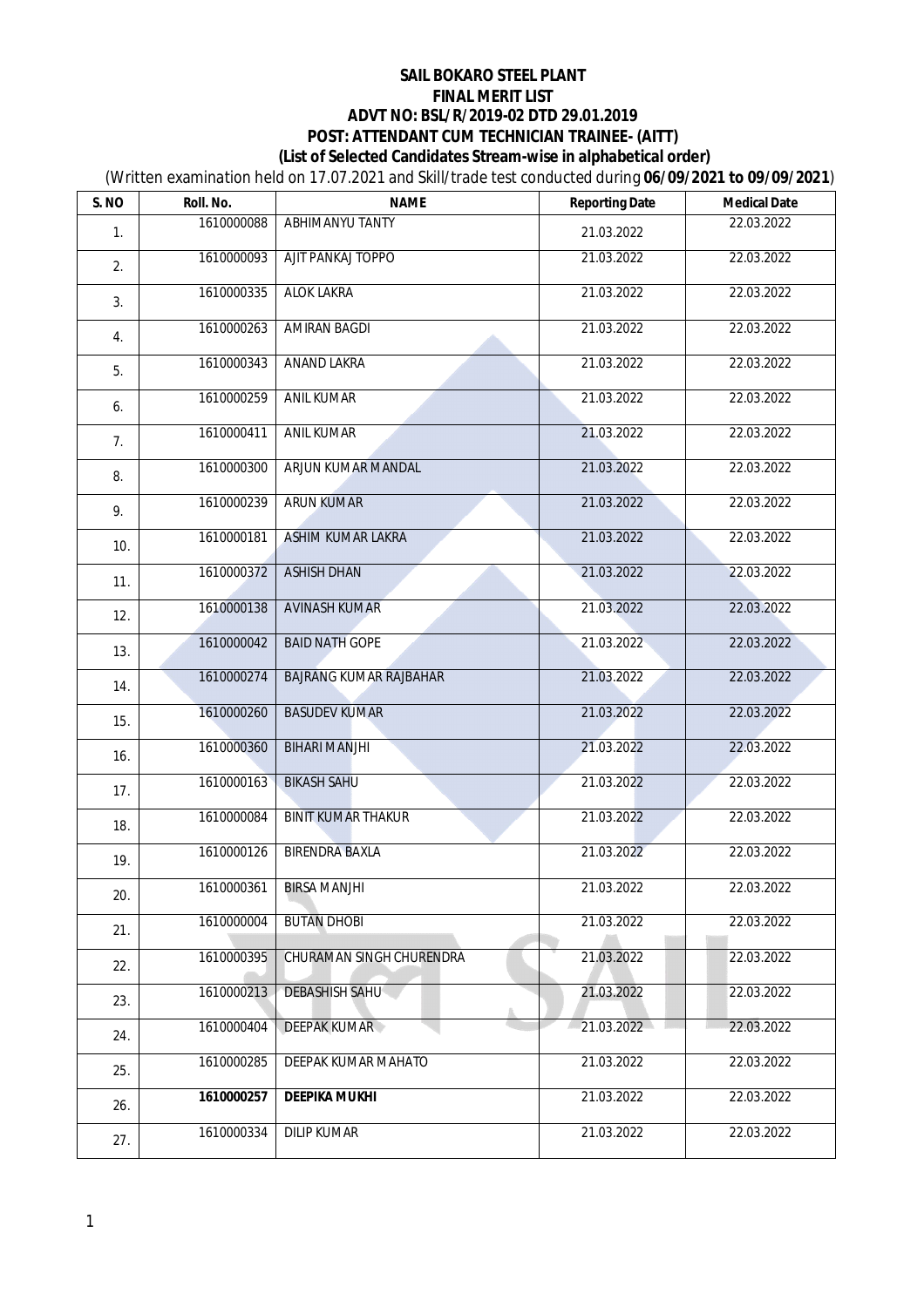**SAIL BOKARO STEEL PLANT**
**FINAL MERIT LIST**
**ADVT NO: BSL/R/2019-02 DTD 29.01.2019**
**POST: ATTENDANT CUM TECHNICIAN TRAINEE- (AITT)**
**(List of Selected Candidates Stream-wise in alphabetical order)**

(Written examination held on 17.07.2021 and Skill/trade test conducted during **06/09/2021 to 09/09/2021**)

| S. NO | Roll. No. | NAME | Reporting Date | Medical Date |
|---|---|---|---|---|
| 1. | 1610000088 | ABHIMANYU TANTY | 21.03.2022 | 22.03.2022 |
| 2. | 1610000093 | AJIT PANKAJ TOPPO | 21.03.2022 | 22.03.2022 |
| 3. | 1610000335 | ALOK LAKRA | 21.03.2022 | 22.03.2022 |
| 4. | 1610000263 | AMIRAN BAGDI | 21.03.2022 | 22.03.2022 |
| 5. | 1610000343 | ANAND LAKRA | 21.03.2022 | 22.03.2022 |
| 6. | 1610000259 | ANIL KUMAR | 21.03.2022 | 22.03.2022 |
| 7. | 1610000411 | ANIL KUMAR | 21.03.2022 | 22.03.2022 |
| 8. | 1610000300 | ARJUN KUMAR MANDAL | 21.03.2022 | 22.03.2022 |
| 9. | 1610000239 | ARUN KUMAR | 21.03.2022 | 22.03.2022 |
| 10. | 1610000181 | ASHIM KUMAR LAKRA | 21.03.2022 | 22.03.2022 |
| 11. | 1610000372 | ASHISH DHAN | 21.03.2022 | 22.03.2022 |
| 12. | 1610000138 | AVINASH KUMAR | 21.03.2022 | 22.03.2022 |
| 13. | 1610000042 | BAID NATH GOPE | 21.03.2022 | 22.03.2022 |
| 14. | 1610000274 | BAJRANG KUMAR RAJBAHAR | 21.03.2022 | 22.03.2022 |
| 15. | 1610000260 | BASUDEV KUMAR | 21.03.2022 | 22.03.2022 |
| 16. | 1610000360 | BIHARI MANJHI | 21.03.2022 | 22.03.2022 |
| 17. | 1610000163 | BIKASH SAHU | 21.03.2022 | 22.03.2022 |
| 18. | 1610000084 | BINIT KUMAR THAKUR | 21.03.2022 | 22.03.2022 |
| 19. | 1610000126 | BIRENDRA BAXLA | 21.03.2022 | 22.03.2022 |
| 20. | 1610000361 | BIRSA MANJHI | 21.03.2022 | 22.03.2022 |
| 21. | 1610000004 | BUTAN DHOBI | 21.03.2022 | 22.03.2022 |
| 22. | 1610000395 | CHURAMAN SINGH CHURENDRA | 21.03.2022 | 22.03.2022 |
| 23. | 1610000213 | DEBASHISH SAHU | 21.03.2022 | 22.03.2022 |
| 24. | 1610000404 | DEEPAK KUMAR | 21.03.2022 | 22.03.2022 |
| 25. | 1610000285 | DEEPAK KUMAR MAHATO | 21.03.2022 | 22.03.2022 |
| 26. | **1610000257** | **DEEPIKA MUKHI** | 21.03.2022 | 22.03.2022 |
| 27. | 1610000334 | DILIP KUMAR | 21.03.2022 | 22.03.2022 |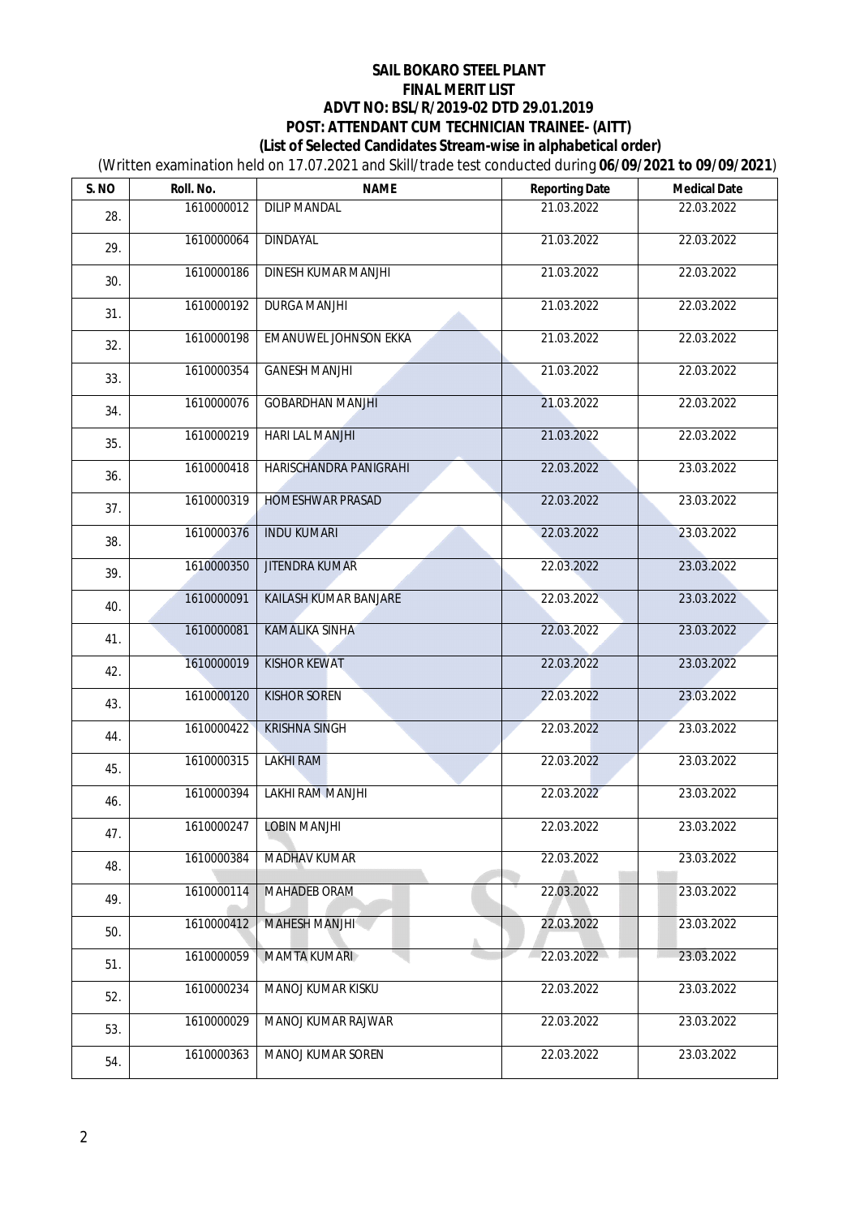**SAIL BOKARO STEEL PLANT**
**FINAL MERIT LIST**
**ADVT NO: BSL/R/2019-02 DTD 29.01.2019**
**POST: ATTENDANT CUM TECHNICIAN TRAINEE- (AITT)**
**(List of Selected Candidates Stream-wise in alphabetical order)**

(Written examination held on 17.07.2021 and Skill/trade test conducted during **06/09/2021 to 09/09/2021**)

| S. NO | Roll. No. | NAME | Reporting Date | Medical Date |
|---|---|---|---|---|
| 28. | 1610000012 | DILIP MANDAL | 21.03.2022 | 22.03.2022 |
| 29. | 1610000064 | DINDAYAL | 21.03.2022 | 22.03.2022 |
| 30. | 1610000186 | DINESH KUMAR MANJHI | 21.03.2022 | 22.03.2022 |
| 31. | 1610000192 | DURGA MANJHI | 21.03.2022 | 22.03.2022 |
| 32. | 1610000198 | EMANUWEL JOHNSON EKKA | 21.03.2022 | 22.03.2022 |
| 33. | 1610000354 | GANESH MANJHI | 21.03.2022 | 22.03.2022 |
| 34. | 1610000076 | GOBARDHAN MANJHI | 21.03.2022 | 22.03.2022 |
| 35. | 1610000219 | HARI LAL MANJHI | 21.03.2022 | 22.03.2022 |
| 36. | 1610000418 | HARISCHANDRA PANIGRAHI | 22.03.2022 | 23.03.2022 |
| 37. | 1610000319 | HOMESHWAR PRASAD | 22.03.2022 | 23.03.2022 |
| 38. | 1610000376 | INDU KUMARI | 22.03.2022 | 23.03.2022 |
| 39. | 1610000350 | JITENDRA KUMAR | 22.03.2022 | 23.03.2022 |
| 40. | 1610000091 | KAILASH KUMAR BANJARE | 22.03.2022 | 23.03.2022 |
| 41. | 1610000081 | KAMALIKA SINHA | 22.03.2022 | 23.03.2022 |
| 42. | 1610000019 | KISHOR KEWAT | 22.03.2022 | 23.03.2022 |
| 43. | 1610000120 | KISHOR SOREN | 22.03.2022 | 23.03.2022 |
| 44. | 1610000422 | KRISHNA SINGH | 22.03.2022 | 23.03.2022 |
| 45. | 1610000315 | LAKHI RAM | 22.03.2022 | 23.03.2022 |
| 46. | 1610000394 | LAKHI RAM MANJHI | 22.03.2022 | 23.03.2022 |
| 47. | 1610000247 | LOBIN MANJHI | 22.03.2022 | 23.03.2022 |
| 48. | 1610000384 | MADHAV KUMAR | 22.03.2022 | 23.03.2022 |
| 49. | 1610000114 | MAHADEB ORAM | 22.03.2022 | 23.03.2022 |
| 50. | 1610000412 | MAHESH MANJHI | 22.03.2022 | 23.03.2022 |
| 51. | 1610000059 | MAMTA KUMARI | 22.03.2022 | 23.03.2022 |
| 52. | 1610000234 | MANOJ KUMAR KISKU | 22.03.2022 | 23.03.2022 |
| 53. | 1610000029 | MANOJ KUMAR RAJWAR | 22.03.2022 | 23.03.2022 |
| 54. | 1610000363 | MANOJ KUMAR SOREN | 22.03.2022 | 23.03.2022 |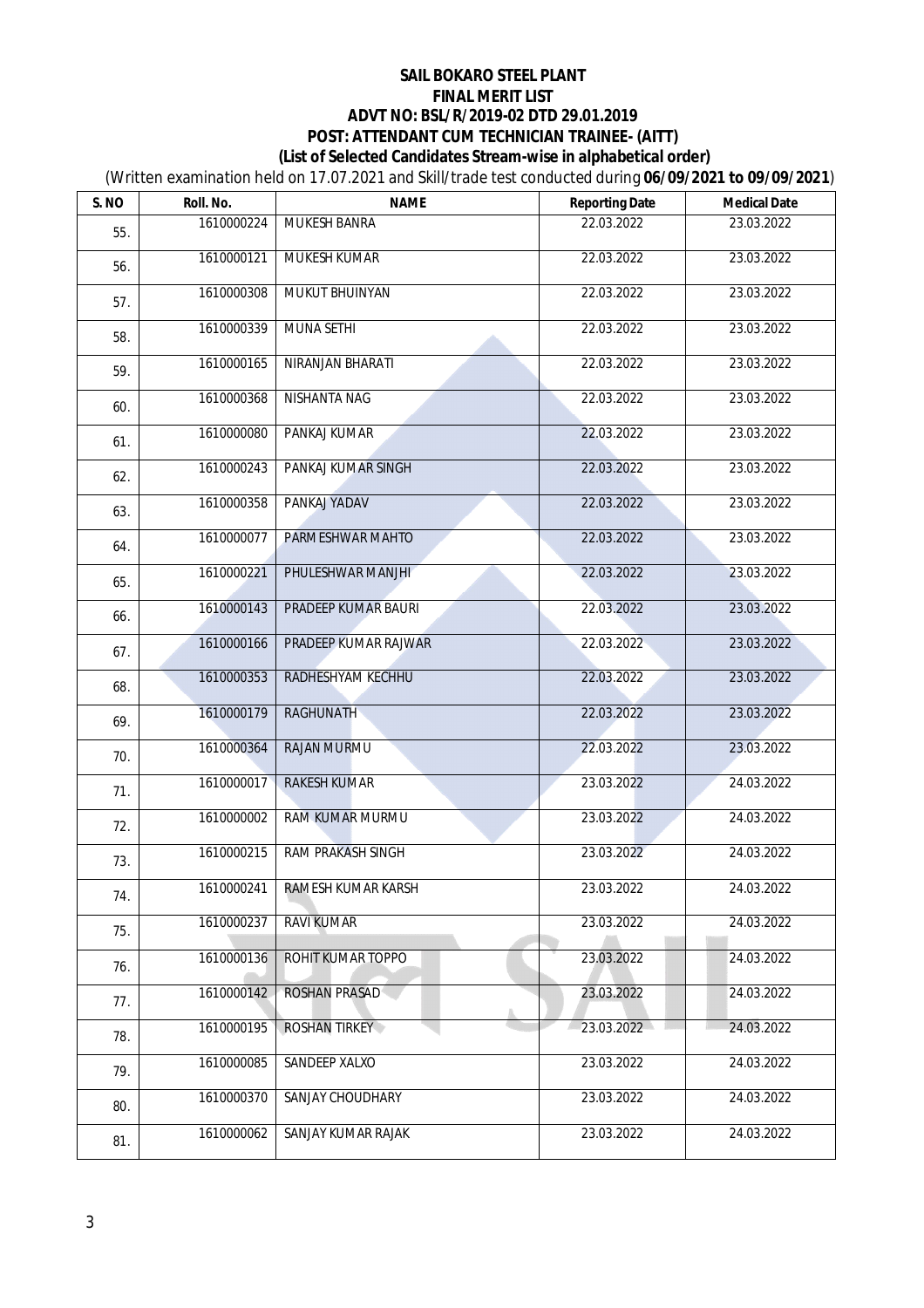**SAIL BOKARO STEEL PLANT**
**FINAL MERIT LIST**
**ADVT NO: BSL/R/2019-02 DTD 29.01.2019**
**POST: ATTENDANT CUM TECHNICIAN TRAINEE- (AITT)**
**(List of Selected Candidates Stream-wise in alphabetical order)**

(Written examination held on 17.07.2021 and Skill/trade test conducted during **06/09/2021 to 09/09/2021**)

| S. NO | Roll. No. | NAME | Reporting Date | Medical Date |
|---|---|---|---|---|
| 55. | 1610000224 | MUKESH BANRA | 22.03.2022 | 23.03.2022 |
| 56. | 1610000121 | MUKESH KUMAR | 22.03.2022 | 23.03.2022 |
| 57. | 1610000308 | MUKUT BHUINYAN | 22.03.2022 | 23.03.2022 |
| 58. | 1610000339 | MUNA SETHI | 22.03.2022 | 23.03.2022 |
| 59. | 1610000165 | NIRANJAN BHARATI | 22.03.2022 | 23.03.2022 |
| 60. | 1610000368 | NISHANTA NAG | 22.03.2022 | 23.03.2022 |
| 61. | 1610000080 | PANKAJ KUMAR | 22.03.2022 | 23.03.2022 |
| 62. | 1610000243 | PANKAJ KUMAR SINGH | 22.03.2022 | 23.03.2022 |
| 63. | 1610000358 | PANKAJ YADAV | 22.03.2022 | 23.03.2022 |
| 64. | 1610000077 | PARMESHWAR MAHTO | 22.03.2022 | 23.03.2022 |
| 65. | 1610000221 | PHULESHWAR MANJHI | 22.03.2022 | 23.03.2022 |
| 66. | 1610000143 | PRADEEP KUMAR BAURI | 22.03.2022 | 23.03.2022 |
| 67. | 1610000166 | PRADEEP KUMAR RAJWAR | 22.03.2022 | 23.03.2022 |
| 68. | 1610000353 | RADHESHYAM KECHHU | 22.03.2022 | 23.03.2022 |
| 69. | 1610000179 | RAGHUNATH | 22.03.2022 | 23.03.2022 |
| 70. | 1610000364 | RAJAN MURMU | 22.03.2022 | 23.03.2022 |
| 71. | 1610000017 | RAKESH KUMAR | 23.03.2022 | 24.03.2022 |
| 72. | 1610000002 | RAM KUMAR MURMU | 23.03.2022 | 24.03.2022 |
| 73. | 1610000215 | RAM PRAKASH SINGH | 23.03.2022 | 24.03.2022 |
| 74. | 1610000241 | RAMESH KUMAR KARSH | 23.03.2022 | 24.03.2022 |
| 75. | 1610000237 | RAVI KUMAR | 23.03.2022 | 24.03.2022 |
| 76. | 1610000136 | ROHIT KUMAR TOPPO | 23.03.2022 | 24.03.2022 |
| 77. | 1610000142 | ROSHAN PRASAD | 23.03.2022 | 24.03.2022 |
| 78. | 1610000195 | ROSHAN TIRKEY | 23.03.2022 | 24.03.2022 |
| 79. | 1610000085 | SANDEEP XALXO | 23.03.2022 | 24.03.2022 |
| 80. | 1610000370 | SANJAY CHOUDHARY | 23.03.2022 | 24.03.2022 |
| 81. | 1610000062 | SANJAY KUMAR RAJAK | 23.03.2022 | 24.03.2022 |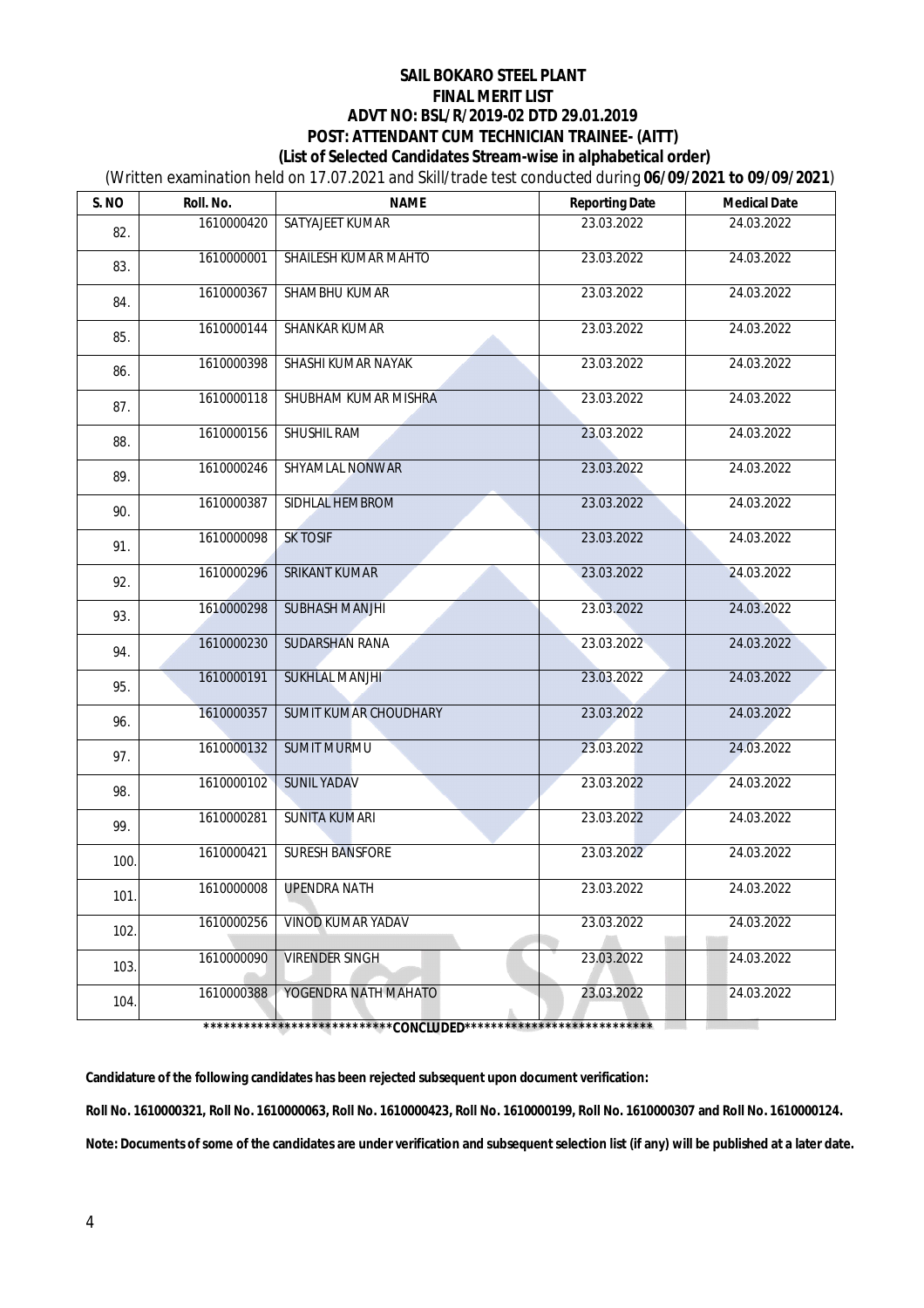**SAIL BOKARO STEEL PLANT**
**FINAL MERIT LIST**
**ADVT NO: BSL/R/2019-02 DTD 29.01.2019**
**POST: ATTENDANT CUM TECHNICIAN TRAINEE- (AITT)**
**(List of Selected Candidates Stream-wise in alphabetical order)**

(Written examination held on 17.07.2021 and Skill/trade test conducted during **06/09/2021 to 09/09/2021**)

| S. NO | Roll. No. | NAME | Reporting Date | Medical Date |
|---|---|---|---|---|
| 82. | 1610000420 | SATYAJEET KUMAR | 23.03.2022 | 24.03.2022 |
| 83. | 1610000001 | SHAILESH KUMAR MAHTO | 23.03.2022 | 24.03.2022 |
| 84. | 1610000367 | SHAMBHU KUMAR | 23.03.2022 | 24.03.2022 |
| 85. | 1610000144 | SHANKAR KUMAR | 23.03.2022 | 24.03.2022 |
| 86. | 1610000398 | SHASHI KUMAR NAYAK | 23.03.2022 | 24.03.2022 |
| 87. | 1610000118 | SHUBHAM KUMAR MISHRA | 23.03.2022 | 24.03.2022 |
| 88. | 1610000156 | SHUSHIL RAM | 23.03.2022 | 24.03.2022 |
| 89. | 1610000246 | SHYAMLAL NONWAR | 23.03.2022 | 24.03.2022 |
| 90. | 1610000387 | SIDHLAL HEMBROM | 23.03.2022 | 24.03.2022 |
| 91. | 1610000098 | SK TOSIF | 23.03.2022 | 24.03.2022 |
| 92. | 1610000296 | SRIKANT KUMAR | 23.03.2022 | 24.03.2022 |
| 93. | 1610000298 | SUBHASH MANJHI | 23.03.2022 | 24.03.2022 |
| 94. | 1610000230 | SUDARSHAN RANA | 23.03.2022 | 24.03.2022 |
| 95. | 1610000191 | SUKHLAL MANJHI | 23.03.2022 | 24.03.2022 |
| 96. | 1610000357 | SUMIT KUMAR CHOUDHARY | 23.03.2022 | 24.03.2022 |
| 97. | 1610000132 | SUMIT MURMU | 23.03.2022 | 24.03.2022 |
| 98. | 1610000102 | SUNIL YADAV | 23.03.2022 | 24.03.2022 |
| 99. | 1610000281 | SUNITA KUMARI | 23.03.2022 | 24.03.2022 |
| 100. | 1610000421 | SURESH BANSFORE | 23.03.2022 | 24.03.2022 |
| 101. | 1610000008 | UPENDRA NATH | 23.03.2022 | 24.03.2022 |
| 102. | 1610000256 | VINOD KUMAR YADAV | 23.03.2022 | 24.03.2022 |
| 103. | 1610000090 | VIRENDER SINGH | 23.03.2022 | 24.03.2022 |
| 104. | 1610000388 | YOGENDRA NATH MAHATO | 23.03.2022 | 24.03.2022 |

****************************CONCLUDED****************************

**Candidature of the following candidates has been rejected subsequent upon document verification:**

**Roll No. 1610000321, Roll No. 1610000063, Roll No. 1610000423, Roll No. 1610000199, Roll No. 1610000307 and Roll No. 1610000124.**

**Note: Documents of some of the candidates are under verification and subsequent selection list (if any) will be published at a later date.**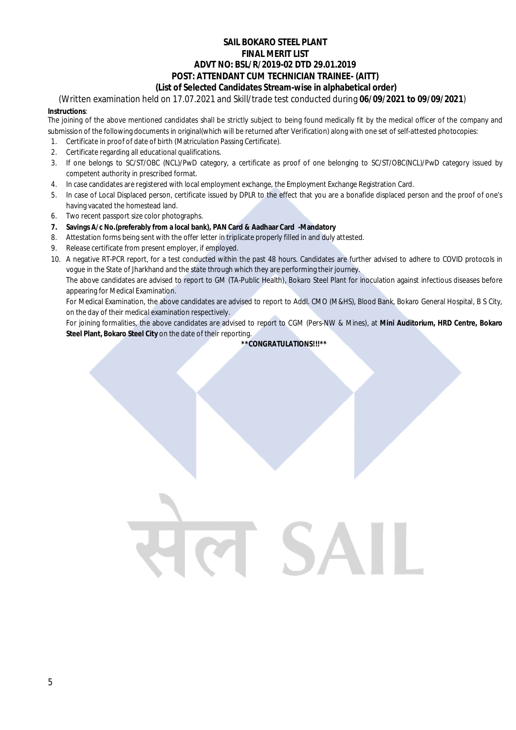**SAIL BOKARO STEEL PLANT**
**FINAL MERIT LIST**
**ADVT NO: BSL/R/2019-02 DTD 29.01.2019**
**POST: ATTENDANT CUM TECHNICIAN TRAINEE- (AITT)**
**(List of Selected Candidates Stream-wise in alphabetical order)**

(Written examination held on 17.07.2021 and Skill/trade test conducted during **06/09/2021 to 09/09/2021**)

**Instructions**:

The joining of the above mentioned candidates shall be strictly subject to being found medically fit by the medical officer of the company and submission of the following documents in original(which will be returned after Verification) along with one set of self-attested photocopies:

1. Certificate in proof of date of birth (Matriculation Passing Certificate).
2. Certificate regarding all educational qualifications.
3. If one belongs to SC/ST/OBC (NCL)/PwD category, a certificate as proof of one belonging to SC/ST/OBC(NCL)/PwD category issued by competent authority in prescribed format.
4. In case candidates are registered with local employment exchange, the Employment Exchange Registration Card.
5. In case of Local Displaced person, certificate issued by DPLR to the effect that you are a bonafide displaced person and the proof of one's having vacated the homestead land.
6. Two recent passport size color photographs.
7. **Savings A/c No.(preferably from a local bank), PAN Card & Aadhaar Card -Mandatory**
8. Attestation forms being sent with the offer letter in triplicate properly filled in and duly attested.
9. Release certificate from present employer, if employed.
10. A negative RT-PCR report, for a test conducted within the past 48 hours. Candidates are further advised to adhere to COVID protocols in vogue in the State of Jharkhand and the state through which they are performing their journey.

    The above candidates are advised to report to GM (TA-Public Health), Bokaro Steel Plant for inoculation against infectious diseases before appearing for Medical Examination.

    For Medical Examination, the above candidates are advised to report to Addl. CMO (M&HS), Blood Bank, Bokaro General Hospital, B S City, on the day of their medical examination respectively.

    For joining formalities, the above candidates are advised to report to CGM (Pers-NW & Mines), at **Mini Auditorium, HRD Centre, Bokaro Steel Plant, Bokaro Steel City** on the date of their reporting.

**\*\*CONGRATULATIONS!!!\*\***